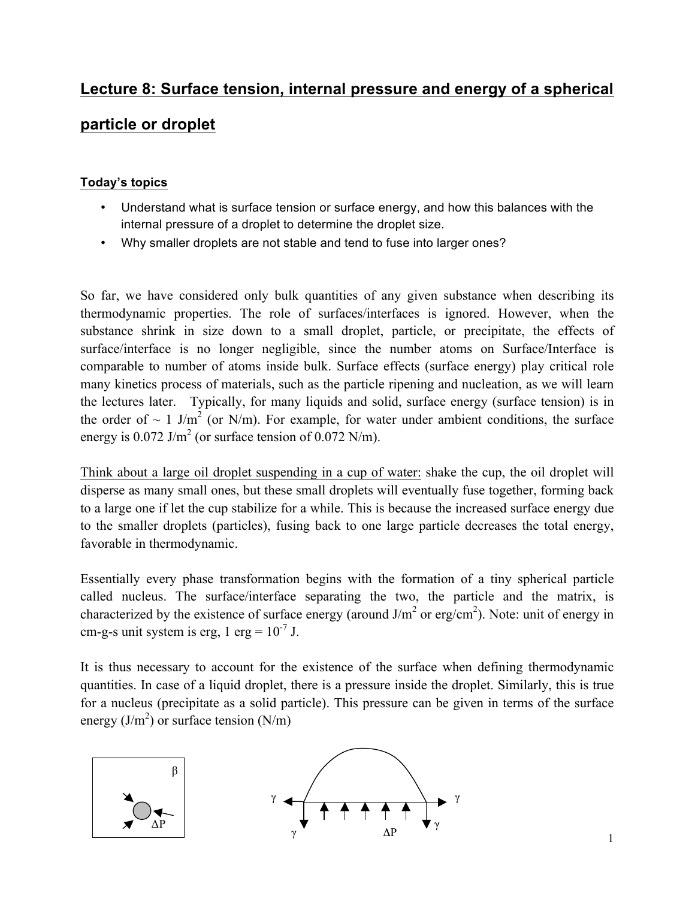# Lecture 8: Surface tension, internal pressure and energy of a spherical particle or droplet

## Today's topics

- Understand what is surface tension or surface energy, and how this balances with the internal pressure of a droplet to determine the droplet size.
- Why smaller droplets are not stable and tend to fuse into larger ones?

So far, we have considered only bulk quantities of any given substance when describing its thermodynamic properties. The role of surfaces/interfaces is ignored. However, when the substance shrink in size down to a small droplet, particle, or precipitate, the effects of surface/interface is no longer negligible, since the number atoms on Surface/Interface is comparable to number of atoms inside bulk. Surface effects (surface energy) play critical role many kinetics process of materials, such as the particle ripening and nucleation, as we will learn the lectures later. Typically, for many liquids and solid, surface energy (surface tension) is in the order of ~ 1 J/m$^2$ (or N/m). For example, for water under ambient conditions, the surface energy is 0.072 J/m$^2$ (or surface tension of 0.072 N/m).

<u>Think about a large oil droplet suspending in a cup of water:</u> shake the cup, the oil droplet will disperse as many small ones, but these small droplets will eventually fuse together, forming back to a large one if let the cup stabilize for a while. This is because the increased surface energy due to the smaller droplets (particles), fusing back to one large particle decreases the total energy, favorable in thermodynamic.

Essentially every phase transformation begins with the formation of a tiny spherical particle called nucleus. The surface/interface separating the two, the particle and the matrix, is characterized by the existence of surface energy (around J/m$^2$ or erg/cm$^2$). Note: unit of energy in cm-g-s unit system is erg, 1 erg = $10^{-7}$ J.

It is thus necessary to account for the existence of the surface when defining thermodynamic quantities. In case of a liquid droplet, there is a pressure inside the droplet. Similarly, this is true for a nucleus (precipitate as a solid particle). This pressure can be given in terms of the surface energy (J/m$^2$) or surface tension (N/m)

$\beta$ $\Delta P$ $\gamma$ $\gamma$ $\gamma$ $\gamma$ $\Delta P$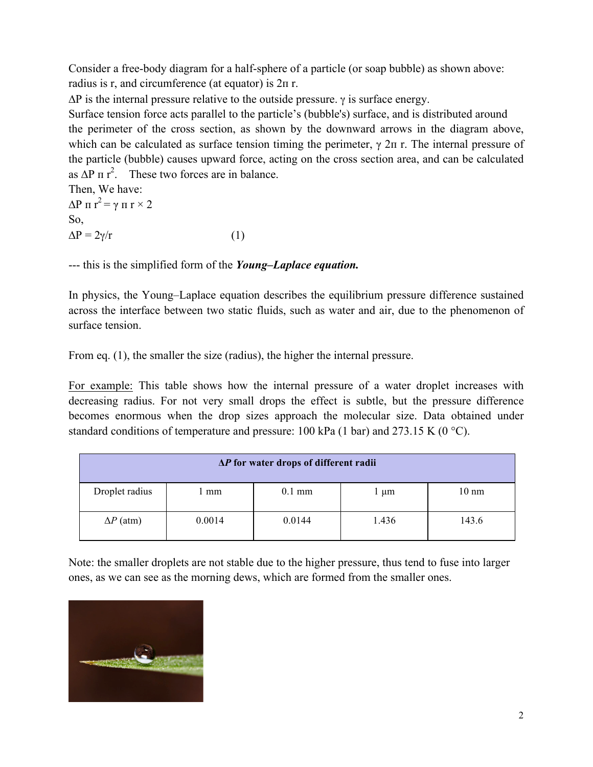Consider a free-body diagram for a half-sphere of a particle (or soap bubble) as shown above: radius is r, and circumference (at equator) is $2\pi r$.

$\Delta P$ is the internal pressure relative to the outside pressure. $\gamma$ is surface energy.

Surface tension force acts parallel to the particle's (bubble's) surface, and is distributed around the perimeter of the cross section, as shown by the downward arrows in the diagram above, which can be calculated as surface tension timing the perimeter, $\gamma\, 2\pi\, r$. The internal pressure of the particle (bubble) causes upward force, acting on the cross section area, and can be calculated as $\Delta P\, \pi\, r^2$. These two forces are in balance.

Then, We have:

$\Delta P\, \pi\, r^2 = \gamma\, \pi\, r \times 2$

So,

$$\Delta P = 2\gamma/r \qquad (1)$$

--- this is the simplified form of the ***Young–Laplace equation.***

In physics, the Young–Laplace equation describes the equilibrium pressure difference sustained across the interface between two static fluids, such as water and air, due to the phenomenon of surface tension.

From eq. (1), the smaller the size (radius), the higher the internal pressure.

For example: This table shows how the internal pressure of a water droplet increases with decreasing radius. For not very small drops the effect is subtle, but the pressure difference becomes enormous when the drop sizes approach the molecular size. Data obtained under standard conditions of temperature and pressure: 100 kPa (1 bar) and 273.15 K (0 °C).

| **$\Delta P$ for water drops of different radii** | | | | |
|---|---|---|---|---|
| Droplet radius | 1 mm | 0.1 mm | 1 μm | 10 nm |
| $\Delta P$ (atm) | 0.0014 | 0.0144 | 1.436 | 143.6 |

Note: the smaller droplets are not stable due to the higher pressure, thus tend to fuse into larger ones, as we can see as the morning dews, which are formed from the smaller ones.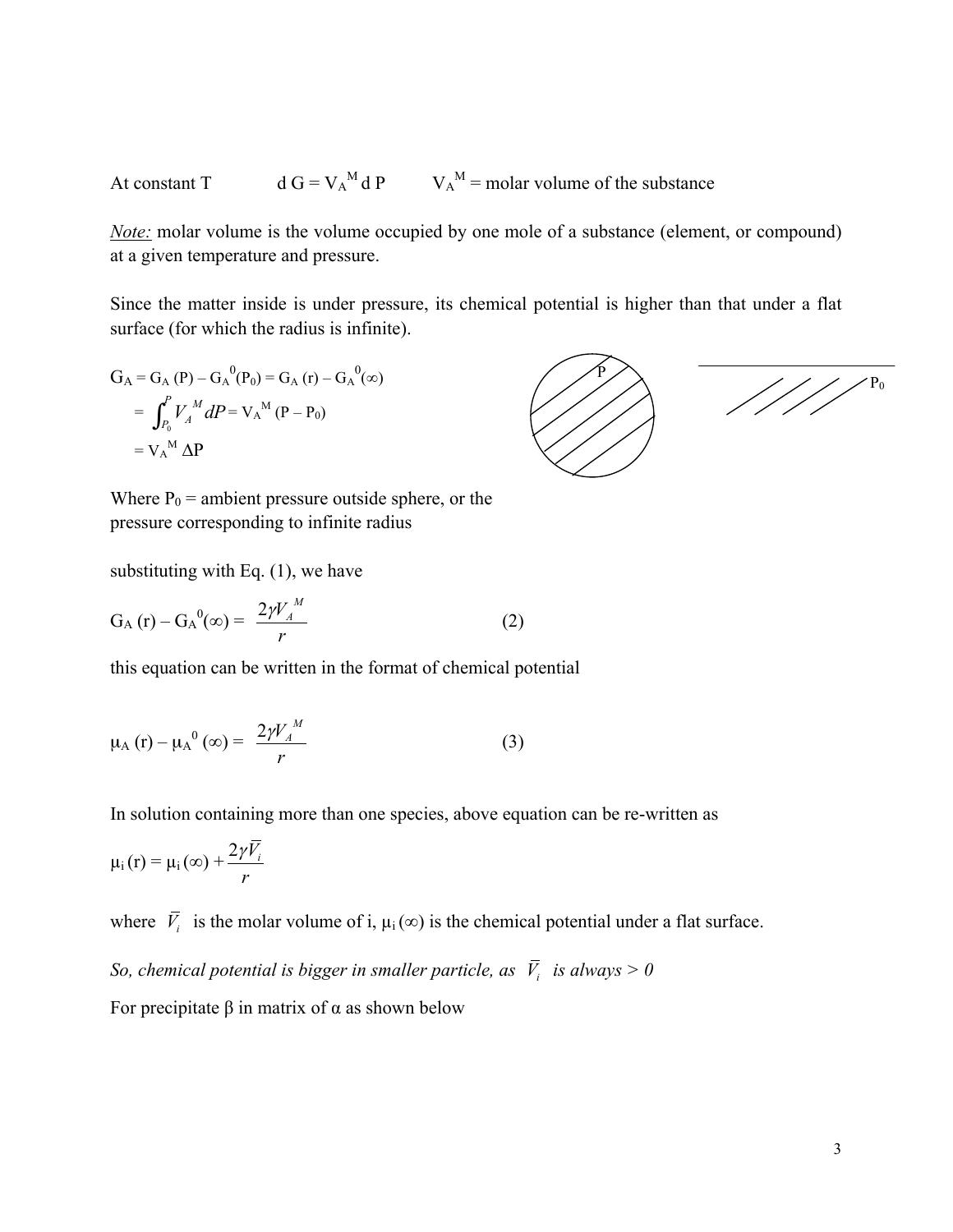At constant T $\quad dG = V_A^M \, dP \quad V_A^M$ = molar volume of the substance

*Note:* molar volume is the volume occupied by one mole of a substance (element, or compound) at a given temperature and pressure.

Since the matter inside is under pressure, its chemical potential is higher than that under a flat surface (for which the radius is infinite).

$$G_A = G_A(P) - G_A^0(P_0) = G_A(r) - G_A^0(\infty)$$

$$= \int_{P_0}^{P} V_A^M dP = V_A^M (P - P_0)$$

$$= V_A^M \Delta P$$

Where $P_0$ = ambient pressure outside sphere, or the pressure corresponding to infinite radius

substituting with Eq. (1), we have

$$G_A(r) - G_A^0(\infty) = \frac{2\gamma V_A^M}{r} \qquad (2)$$

this equation can be written in the format of chemical potential

$$\mu_A(r) - \mu_A^0(\infty) = \frac{2\gamma V_A^M}{r} \qquad (3)$$

In solution containing more than one species, above equation can be re-written as

$$\mu_i(r) = \mu_i(\infty) + \frac{2\gamma \overline{V}_i}{r}$$

where $\overline{V}_i$ is the molar volume of i, $\mu_i(\infty)$ is the chemical potential under a flat surface.

*So, chemical potential is bigger in smaller particle, as $\overline{V}_i$ is always > 0*

For precipitate β in matrix of α as shown below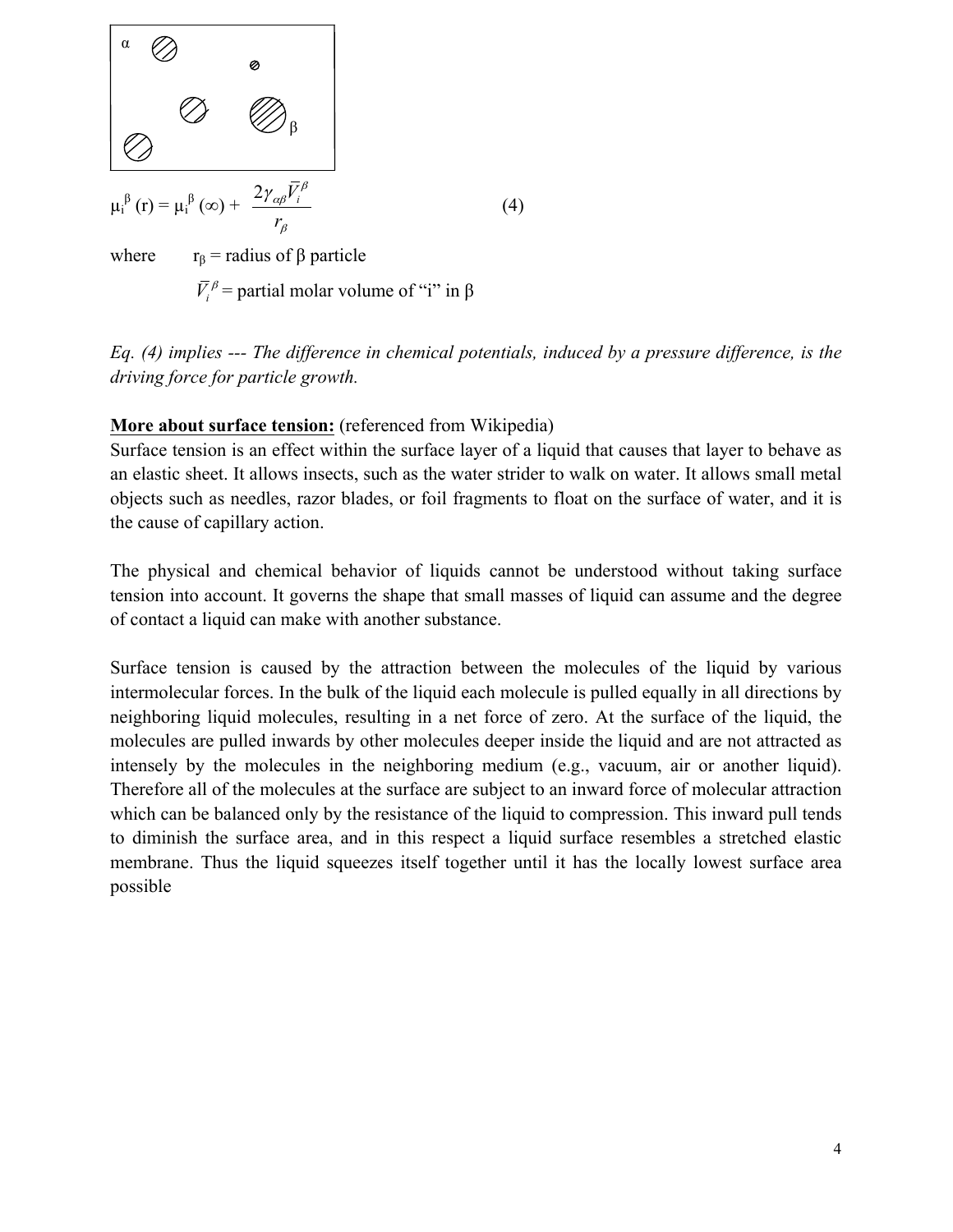α

β

$$\mu_i^\beta (r) = \mu_i^\beta (\infty) + \frac{2\gamma_{\alpha\beta}\bar{V}_i^\beta}{r_\beta} \qquad (4)$$

where $r_\beta$ = radius of β particle

$\bar{V}_i^\beta$ = partial molar volume of "i" in β

*Eq. (4) implies --- The difference in chemical potentials, induced by a pressure difference, is the driving force for particle growth.*

**More about surface tension:** (referenced from Wikipedia)

Surface tension is an effect within the surface layer of a liquid that causes that layer to behave as an elastic sheet. It allows insects, such as the water strider to walk on water. It allows small metal objects such as needles, razor blades, or foil fragments to float on the surface of water, and it is the cause of capillary action.

The physical and chemical behavior of liquids cannot be understood without taking surface tension into account. It governs the shape that small masses of liquid can assume and the degree of contact a liquid can make with another substance.

Surface tension is caused by the attraction between the molecules of the liquid by various intermolecular forces. In the bulk of the liquid each molecule is pulled equally in all directions by neighboring liquid molecules, resulting in a net force of zero. At the surface of the liquid, the molecules are pulled inwards by other molecules deeper inside the liquid and are not attracted as intensely by the molecules in the neighboring medium (e.g., vacuum, air or another liquid). Therefore all of the molecules at the surface are subject to an inward force of molecular attraction which can be balanced only by the resistance of the liquid to compression. This inward pull tends to diminish the surface area, and in this respect a liquid surface resembles a stretched elastic membrane. Thus the liquid squeezes itself together until it has the locally lowest surface area possible